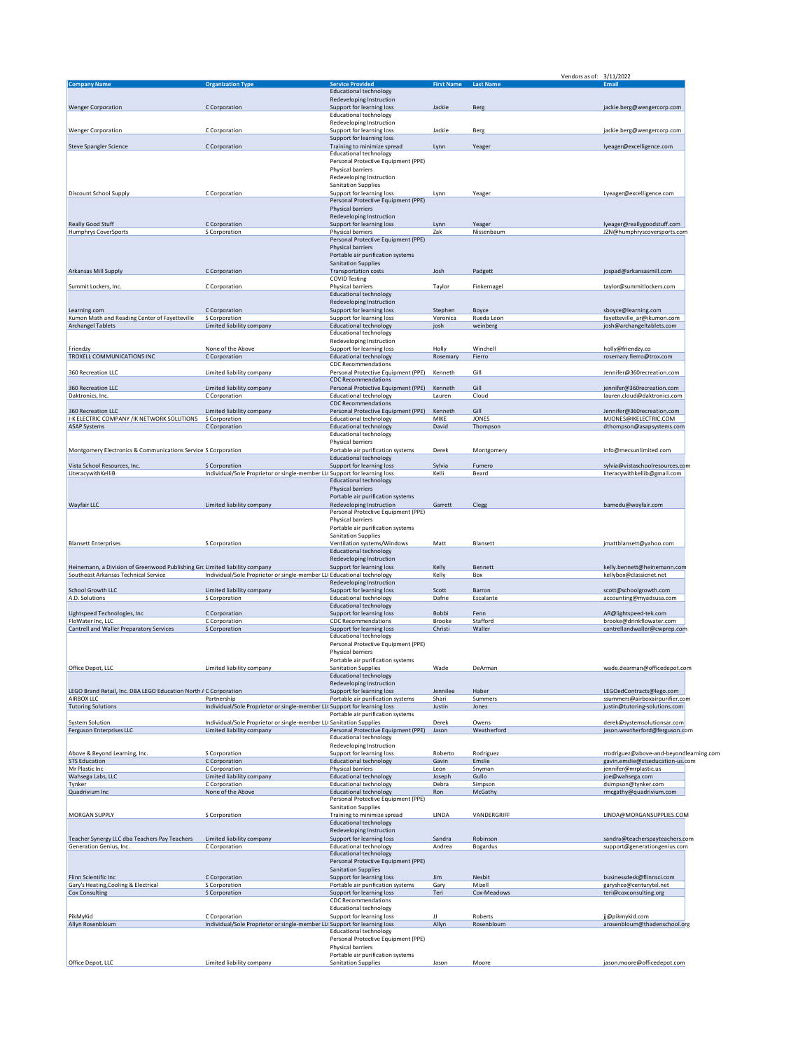Vendors as of: 3/11/2022

| Company Name | Organization Type | Service Provided | First Name | Last Name | Email |
|---|---|---|---|---|---|
| Wenger Corporation | C Corporation | Educational technology<br>Redeveloping Instruction<br>Support for learning loss | Jackie | Berg | jackie.berg@wengercorp.com |
| Wenger Corporation | C Corporation | Educational technology<br>Redeveloping Instruction<br>Support for learning loss | Jackie | Berg | jackie.berg@wengercorp.com |
| Steve Spangler Science | C Corporation | Support for learning loss<br>Training to minimize spread | Lynn | Yeager | lyeager@excelligence.com |
| Discount School Supply | C Corporation | Educational technology<br>Personal Protective Equipment (PPE)<br>Physical barriers<br>Redeveloping Instruction<br>Sanitation Supplies<br>Support for learning loss | Lynn | Yeager | Lyeager@excelligence.com |
| Really Good Stuff | C Corporation | Personal Protective Equipment (PPE)<br>Physical barriers<br>Redeveloping Instruction<br>Support for learning loss | Lynn | Yeager | lyeager@reallygoodstuff.com |
| Humphrys CoverSports | S Corporation | Physical barriers | Zak | Nissenbaum | JZN@humphryscoversports.com |
| Arkansas Mill Supply | C Corporation | Personal Protective Equipment (PPE)<br>Physical barriers<br>Portable air purification systems<br>Sanitation Supplies<br>Transportation costs | Josh | Padgett | jospad@arkansasmill.com |
| Summit Lockers, Inc. | C Corporation | COVID Testing<br>Physical barriers | Taylor | Finkernagel | taylor@summitlockers.com |
| Learning.com | C Corporation | Educational technology<br>Redeveloping Instruction<br>Support for learning loss | Stephen | Boyce | sboyce@learning.com |
| Kumon Math and Reading Center of Fayetteville | S Corporation | Support for learning loss | Veronica | Rueda Leon | fayetteville_ar@ikumon.com |
| Archangel Tablets | Limited liability company | Educational technology | josh | weinberg | josh@archangeltablets.com |
| Friendzy | None of the Above | Educational technology<br>Redeveloping Instruction<br>Support for learning loss | Holly | Winchell | holly@friendzy.co |
| TROXELL COMMUNICATIONS INC | C Corporation | Educational technology | Rosemary | Fierro | rosemary.fierro@trox.com |
| 360 Recreation LLC | Limited liability company | CDC Recommendations<br>Personal Protective Equipment (PPE) | Kenneth | Gill | Jennifer@360recreation.com |
| 360 Recreation LLC | Limited liability company | CDC Recommendations<br>Personal Protective Equipment (PPE) | Kenneth | Gill | jennifer@360recreation.com |
| Daktronics, Inc. | C Corporation | Educational technology | Lauren | Cloud | lauren.cloud@daktronics.com |
| 360 Recreation LLC | Limited liability company | CDC Recommendations<br>Personal Protective Equipment (PPE) | Kenneth | Gill | Jennifer@360recreation.com |
| I-K ELECTRIC COMPANY /IK NETWORK SOLUTIONS | S Corporation | Educational technology | MIKE | JONES | MJONES@IKELECTRIC.COM |
| ASAP Systems | C Corporation | Educational technology | David | Thompson | dthompson@asapsystems.com |
| Montgomery Electronics & Communications Service | S Corporation | Educational technology<br>Physical barriers<br>Portable air purification systems | Derek | Montgomery | info@mecsunlimited.com |
| Vista School Resources, Inc. | S Corporation | Educational technology<br>Support for learning loss | Sylvia | Fumero | sylvia@vistaschoolresources.com |
| LiteracywithKelliB | Individual/Sole Proprietor or single-member LL | Support for learning loss | Kelli | Beard | literacywithkellib@gmail.com |
| Wayfair LLC | Limited liability company | Educational technology<br>Physical barriers<br>Portable air purification systems<br>Redeveloping Instruction | Garrett | Clegg | bamedu@wayfair.com |
| Blansett Enterprises | S Corporation | Personal Protective Equipment (PPE)<br>Physical barriers<br>Portable air purification systems<br>Sanitation Supplies<br>Ventilation systems/Windows | Matt | Blansett | jmattblansett@yahoo.com |
| Heinemann, a Division of Greenwood Publishing Gro | Limited liability company | Educational technology<br>Redeveloping Instruction<br>Support for learning loss | Kelly | Bennett | kelly.bennett@heinemann.com |
| Southeast Arkansas Technical Service | Individual/Sole Proprietor or single-member LL | Educational technology | Kelly | Box | kellybox@classicnet.net |
| School Growth LLC | Limited liability company | Redeveloping Instruction<br>Support for learning loss | Scott | Barron | scott@schoolgrowth.com |
| A.D. Solutions | S Corporation | Educational technology | Dafne | Escalante | accounting@myadsusa.com |
| Lightspeed Technologies, Inc | C Corporation | Educational technology<br>Support for learning loss | Bobbi | Fenn | AR@lightspeed-tek.com |
| FloWater Inc, LLC | C Corporation | CDC Recommendations | Brooke | Stafford | brooke@drinkflowater.com |
| Cantrell and Waller Preparatory Services | S Corporation | Support for learning loss | Christi | Waller | cantrellandwaller@cwprep.com |
| Office Depot, LLC | Limited liability company | Educational technology<br>Personal Protective Equipment (PPE)<br>Physical barriers<br>Portable air purification systems<br>Sanitation Supplies | Wade | DeArman | wade.dearman@officedepot.com |
| LEGO Brand Retail, Inc. DBA LEGO Education North A | C Corporation | Educational technology<br>Redeveloping Instruction<br>Support for learning loss | Jennilee | Haber | LEGOedContracts@lego.com |
| AIRBOX LLC | Partnership | Portable air purification systems | Shari | Summers | ssummers@airboxairpurifier.com |
| Tutoring Solutions | Individual/Sole Proprietor or single-member LL | Support for learning loss | Justin | Jones | justin@tutoring-solutions.com |
| System Solution | Individual/Sole Proprietor or single-member LL | Portable air purification systems<br>Sanitation Supplies | Derek | Owens | derek@systemsolutionsar.com |
| Ferguson Enterprises LLC | Limited liability company | Personal Protective Equipment (PPE) | Jason | Weatherford | jason.weatherford@ferguson.com |
| Above & Beyond Learning, Inc. | S Corporation | Educational technology<br>Redeveloping Instruction<br>Support for learning loss | Roberto | Rodriguez | rrodriguez@above-and-beyondlearning.com |
| STS Education | C Corporation | Educational technology | Gavin | Emslie | gavin.emslie@stseducation-us.com |
| Mr Plastic Inc | C Corporation | Physical barriers | Leon | Snyman | jennifer@mrplastic.us |
| Wahsega Labs, LLC | Limited liability company | Educational technology | Joseph | Gullo | joe@wahsega.com |
| Tynker | C Corporation | Educational technology | Debra | Simpson | dsimpson@tynker.com |
| Quadrivium Inc | None of the Above | Educational technology | Ron | McGathy | rmcgathy@quadrivium.com |
| MORGAN SUPPLY | S Corporation | Personal Protective Equipment (PPE)<br>Sanitation Supplies<br>Training to minimize spread | LINDA | VANDERGRIFF | LINDA@MORGANSUPPLIES.COM |
| Teacher Synergy LLC dba Teachers Pay Teachers | Limited liability company | Educational technology<br>Redeveloping Instruction<br>Support for learning loss | Sandra | Robinson | sandra@teacherspayteachers.com |
| Generation Genius, Inc. | C Corporation | Educational technology | Andrea | Bogardus | support@generationgenius.com |
| Flinn Scientific Inc | C Corporation | Educational technology<br>Personal Protective Equipment (PPE)<br>Sanitation Supplies<br>Support for learning loss | Jim | Nesbit | businessdesk@flinnsci.com |
| Gary's Heating,Cooling & Electrical | S Corporation | Portable air purification systems | Gary | Mizell | garyshce@centurytel.net |
| Cox Consulting | S Corporation | Support for learning loss | Teri | Cox-Meadows | teri@coxconsulting.org |
| PikMyKid | C Corporation | CDC Recommendations<br>Educational technology<br>Support for learning loss | JJ | Roberts | jj@pikmykid.com |
| Allyn Rosenbloum | Individual/Sole Proprietor or single-member LL | Support for learning loss | Allyn | Rosenbloum | arosenbloum@thadenschool.org |
| Office Depot, LLC | Limited liability company | Educational technology<br>Personal Protective Equipment (PPE)<br>Physical barriers<br>Portable air purification systems<br>Sanitation Supplies | Jason | Moore | jason.moore@officedepot.com |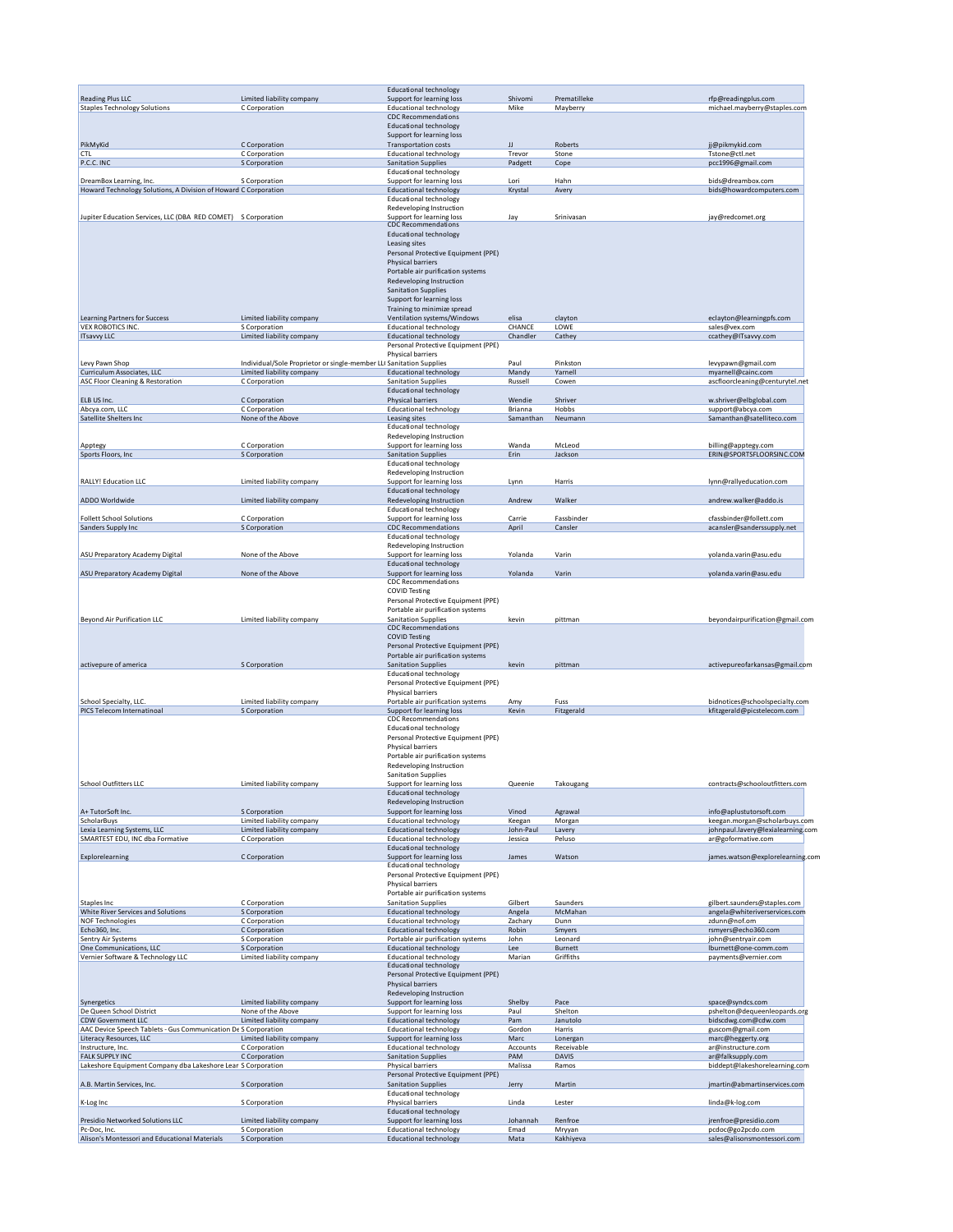| | | | | | |
|---|---|---|---|---|---|
| Reading Plus LLC | Limited liability company | Educational technology<br>Support for learning loss | Shivomi | Prematilleke | rfp@readingplus.com |
| Staples Technology Solutions | C Corporation | Educational technology | Mike | Mayberry | michael.mayberry@staples.com |
| PikMyKid | C Corporation | CDC Recommendations<br>Educational technology<br>Support for learning loss<br>Transportation costs | JJ | Roberts | jj@pikmykid.com |
| CTL | C Corporation | Educational technology | Trevor | Stone | Tstone@ctl.net |
| P.C.C. INC | S Corporation | Sanitation Supplies | Padgett | Cope | pcc1996@gmail.com |
| DreamBox Learning, Inc. | S Corporation | Educational technology<br>Support for learning loss | Lori | Hahn | bids@dreambox.com |
| Howard Technology Solutions, A Division of Howard | C Corporation | Educational technology | Krystal | Avery | bids@howardcomputers.com |
| Jupiter Education Services, LLC (DBA RED COMET) | S Corporation | Educational technology<br>Redeveloping Instruction<br>Support for learning loss | Jay | Srinivasan | jay@redcomet.org |
| Learning Partners for Success | Limited liability company | CDC Recommendations<br>Educational technology<br>Leasing sites<br>Personal Protective Equipment (PPE)<br>Physical barriers<br>Portable air purification systems<br>Redeveloping Instruction<br>Sanitation Supplies<br>Support for learning loss<br>Training to minimize spread<br>Ventilation systems/Windows | elisa | clayton | eclayton@learningpfs.com |
| VEX ROBOTICS INC. | S Corporation | Educational technology | CHANCE | LOWE | sales@vex.com |
| ITsavvy LLC | Limited liability company | Educational technology | Chandler | Cathey | ccathey@ITsavvy.com |
| Levy Pawn Shop | Individual/Sole Proprietor or single-member LL | Personal Protective Equipment (PPE)<br>Physical barriers<br>Sanitation Supplies | Paul | Pinkston | levypawn@gmail.com |
| Curriculum Associates, LLC | Limited liability company | Educational technology | Mandy | Yarnell | myarnell@cainc.com |
| ASC Floor Cleaning & Restoration | C Corporation | Sanitation Supplies | Russell | Cowen | ascfloorcleaning@centurytel.net |
| ELB US Inc. | C Corporation | Educational technology<br>Physical barriers | Wendie | Shriver | w.shriver@elbglobal.com |
| Abcya.com, LLC | C Corporation | Educational technology | Brianna | Hobbs | support@abcya.com |
| Satellite Shelters Inc | None of the Above | Leasing sites | Samanthan | Neumann | Samanthan@satelliteco.com |
| Apptegy | C Corporation | Educational technology<br>Redeveloping Instruction<br>Support for learning loss | Wanda | McLeod | billing@apptegy.com |
| Sports Floors, Inc | S Corporation | Sanitation Supplies | Erin | Jackson | ERIN@SPORTSFLOORSINC.COM |
| RALLY! Education LLC | Limited liability company | Educational technology<br>Redeveloping Instruction<br>Support for learning loss | Lynn | Harris | lynn@rallyeducation.com |
| ADDO Worldwide | Limited liability company | Educational technology<br>Redeveloping Instruction | Andrew | Walker | andrew.walker@addo.is |
| Follett School Solutions | C Corporation | Educational technology<br>Support for learning loss | Carrie | Fassbinder | cfassbinder@follett.com |
| Sanders Supply Inc | S Corporation | CDC Recommendations | April | Cansler | acansler@sanderssupply.net |
| ASU Preparatory Academy Digital | None of the Above | Educational technology<br>Redeveloping Instruction<br>Support for learning loss | Yolanda | Varin | yolanda.varin@asu.edu |
| ASU Preparatory Academy Digital | None of the Above | Educational technology<br>Support for learning loss | Yolanda | Varin | yolanda.varin@asu.edu |
| Beyond Air Purification LLC | Limited liability company | CDC Recommendations<br>COVID Testing<br>Personal Protective Equipment (PPE)<br>Portable air purification systems<br>Sanitation Supplies | kevin | pittman | beyondairpurification@gmail.com |
| activepure of america | S Corporation | CDC Recommendations<br>COVID Testing<br>Personal Protective Equipment (PPE)<br>Portable air purification systems<br>Sanitation Supplies | kevin | pittman | activepureofarkansas@gmail.com |
| School Specialty, LLC. | Limited liability company | Educational technology<br>Personal Protective Equipment (PPE)<br>Physical barriers<br>Portable air purification systems | Amy | Fuss | bidnotices@schoolspecialty.com |
| PICS Telecom Internatinoal | S Corporation | Support for learning loss | Kevin | Fitzgerald | kfitzgerald@picstelecom.com |
| School Outfitters LLC | Limited liability company | CDC Recommendations<br>Educational technology<br>Personal Protective Equipment (PPE)<br>Physical barriers<br>Portable air purification systems<br>Redeveloping Instruction<br>Sanitation Supplies<br>Support for learning loss | Queenie | Takougang | contracts@schooloutfitters.com |
| A+ TutorSoft Inc. | S Corporation | Educational technology<br>Redeveloping Instruction<br>Support for learning loss | Vinod | Agrawal | info@aplustutorsoft.com |
| ScholarBuys | Limited liability company | Educational technology | Keegan | Morgan | keegan.morgan@scholarbuys.com |
| Lexia Learning Systems, LLC | Limited liability company | Educational technology | John-Paul | Lavery | johnpaul.lavery@lexialearning.com |
| SMARTEST EDU, INC dba Formative | C Corporation | Educational technology | Jessica | Peluso | ar@goformative.com |
| Explorelearning | C Corporation | Educational technology<br>Support for learning loss | James | Watson | james.watson@explorelearning.com |
| Staples Inc | C Corporation | Educational technology<br>Personal Protective Equipment (PPE)<br>Physical barriers<br>Portable air purification systems<br>Sanitation Supplies | Gilbert | Saunders | gilbert.saunders@staples.com |
| White River Services and Solutions | S Corporation | Educational technology | Angela | McMahan | angela@whiteriverservices.com |
| NOF Technologies | C Corporation | Educational technology | Zachary | Dunn | zdunn@nof.om |
| Echo360, Inc. | C Corporation | Educational technology | Robin | Smyers | rsmyers@echo360.com |
| Sentry Air Systems | S Corporation | Portable air purification systems | John | Leonard | john@sentryair.com |
| One Communications, LLC | S Corporation | Educational technology | Lee | Burnett | lburnett@one-comm.com |
| Vernier Software & Technology LLC | Limited liability company | Educational technology | Marian | Griffiths | payments@vernier.com |
| Synergetics | Limited liability company | Educational technology<br>Personal Protective Equipment (PPE)<br>Physical barriers<br>Redeveloping Instruction<br>Support for learning loss | Shelby | Pace | space@syndcs.com |
| De Queen School District | None of the Above | Support for learning loss | Paul | Shelton | pshelton@dequeenleopards.org |
| CDW Government LLC | Limited liability company | Educational technology | Pam | Janutolo | bidscdwg.com@cdw.com |
| AAC Device Speech Tablets - Gus Communication De | S Corporation | Educational technology | Gordon | Harris | guscom@gmail.com |
| Literacy Resources, LLC | Limited liability company | Support for learning loss | Marc | Lonergan | marc@heggerty.org |
| Instructure, Inc. | C Corporation | Educational technology | Accounts | Receivable | ar@instructure.com |
| FALK SUPPLY INC | C Corporation | Sanitation Supplies | PAM | DAVIS | ar@falksupply.com |
| Lakeshore Equipment Company dba Lakeshore Lear | S Corporation | Physical barriers | Malissa | Ramos | biddept@lakeshorelearning.com |
| A.B. Martin Services, Inc. | S Corporation | Personal Protective Equipment (PPE)<br>Sanitation Supplies | Jerry | Martin | jmartin@abmartinservices.com |
| K-Log Inc | S Corporation | Educational technology<br>Physical barriers | Linda | Lester | linda@k-log.com |
| Presidio Networked Solutions LLC | Limited liability company | Educational technology<br>Support for learning loss | Johannah | Renfroe | jrenfroe@presidio.com |
| Pc-Doc, Inc. | S Corporation | Educational technology | Emad | Mryyan | pcdoc@go2pcdo.com |
| Alison's Montessori and Educational Materials | S Corporation | Educational technology | Mata | Kakhiyeva | sales@alisonsmontessori.com |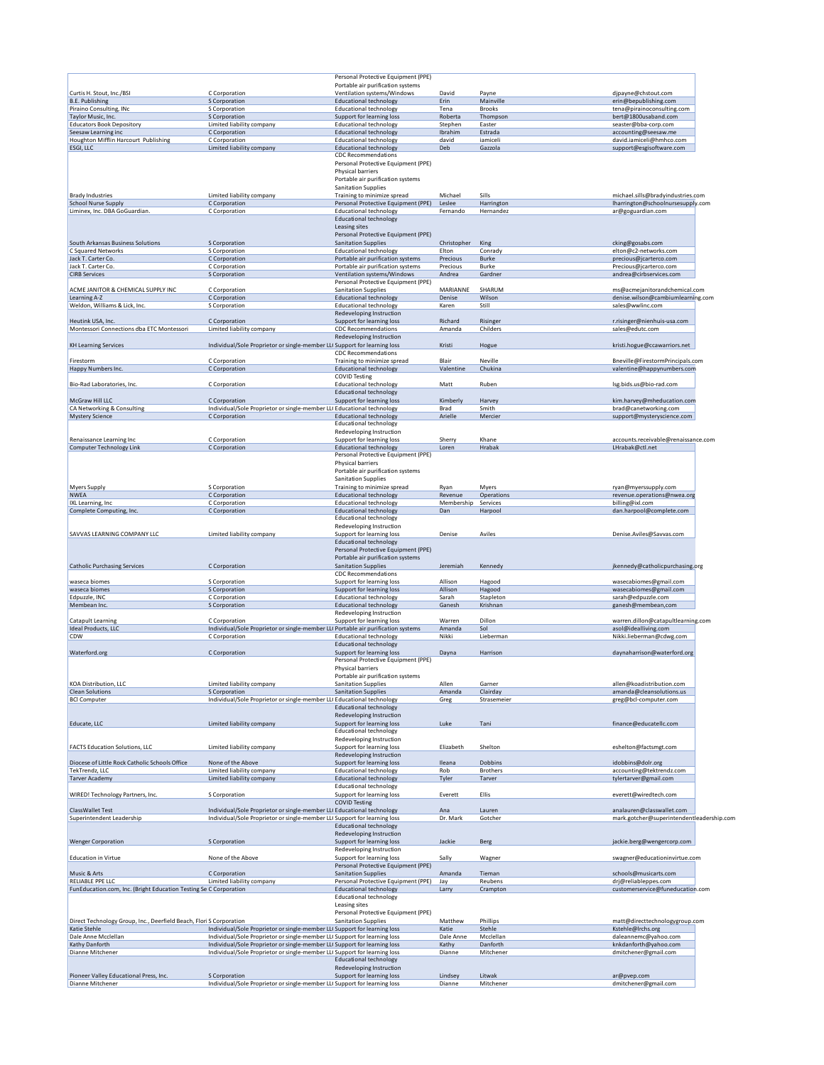| | | | | | |
|---|---|---|---|---|---|
| Curtis H. Stout, Inc./BSI | C Corporation | Personal Protective Equipment (PPE)<br>Portable air purification systems<br>Ventilation systems/Windows | David | Payne | djpayne@chstout.com |
| B.E. Publishing | S Corporation | Educational technology | Erin | Mainville | erin@bepublishing.com |
| Piraino Consulting, INc | S Corporation | Educational technology | Tena | Brooks | tena@pirainoconsulting.com |
| Taylor Music, Inc. | S Corporation | Support for learning loss | Roberta | Thompson | bert@1800usaband.com |
| Educators Book Depository | Limited liability company | Educational technology | Stephen | Easter | seaster@bba-corp.com |
| Seesaw Learning inc | C Corporation | Educational technology | Ibrahim | Estrada | accounting@seesaw.me |
| Houghton Mifflin Harcourt Publishing | C Corporation | Educational technology | david | iamiceli | david.iamiceli@hmhco.com |
| ESGI, LLC | Limited liability company | Educational technology | Deb | Gazzola | support@esgisoftware.com |
| Brady Industries | Limited liability company | CDC Recommendations<br>Personal Protective Equipment (PPE)<br>Physical barriers<br>Portable air purification systems<br>Sanitation Supplies<br>Training to minimize spread | Michael | Sills | michael.sills@bradyindustries.com |
| School Nurse Supply | C Corporation | Personal Protective Equipment (PPE) | Leslee | Harrington | lharrington@schoolnursesupply.com |
| Liminex, Inc. DBA GoGuardian. | C Corporation | Educational technology | Fernando | Hernandez | ar@goguardian.com |
| South Arkansas Business Solutions | S Corporation | Educational technology<br>Leasing sites<br>Personal Protective Equipment (PPE)<br>Sanitation Supplies | Christopher | King | cking@gosabs.com |
| C Squared Networks | S Corporation | Educational technology | Elton | Conrady | elton@c2-networks.com |
| Jack T. Carter Co. | C Corporation | Portable air purification systems | Precious | Burke | precious@jcarterco.com |
| Jack T. Carter Co. | C Corporation | Portable air purification systems | Precious | Burke | Precious@jcarterco.com |
| CIRB Services | S Corporation | Ventilation systems/Windows | Andrea | Gardner | andrea@cirbservices.com |
| ACME JANITOR & CHEMICAL SUPPLY INC | C Corporation | Personal Protective Equipment (PPE)<br>Sanitation Supplies | MARIANNE | SHARUM | ms@acmejanitorandchemical.com |
| Learning A-Z | C Corporation | Educational technology | Denise | Wilson | denise.wilson@cambiumlearning.com |
| Weldon, Williams & Lick, Inc. | S Corporation | Educational technology | Karen | Still | sales@wwlinc.com |
| Heutink USA, Inc. | C Corporation | Redeveloping Instruction<br>Support for learning loss | Richard | Risinger | r.risinger@nienhuis-usa.com |
| Montessori Connections dba ETC Montessori | Limited liability company | CDC Recommendations | Amanda | Childers | sales@edutc.com |
| KH Learning Services | Individual/Sole Proprietor or single-member LL | Redeveloping Instruction<br>Support for learning loss | Kristi | Hogue | kristi.hogue@ccawarriors.net |
| Firestorm | C Corporation | CDC Recommendations<br>Training to minimize spread | Blair | Neville | Bneville@FirestormPrincipals.com |
| Happy Numbers Inc. | C Corporation | Educational technology | Valentine | Chukina | valentine@happynumbers.com |
| Bio-Rad Laboratories, Inc. | C Corporation | COVID Testing<br>Educational technology | Matt | Ruben | lsg.bids.us@bio-rad.com |
| McGraw Hill LLC | C Corporation | Educational technology<br>Support for learning loss | Kimberly | Harvey | kim.harvey@mheducation.com |
| CA Networking & Consulting | Individual/Sole Proprietor or single-member LL | Educational technology | Brad | Smith | brad@canetworking.com |
| Mystery Science | C Corporation | Educational technology | Arielle | Mercier | support@mysteryscience.com |
| Renaissance Learning Inc | C Corporation | Educational technology<br>Redeveloping Instruction<br>Support for learning loss | Sherry | Khane | accounts.receivable@renaissance.com |
| Computer Technology Link | C Corporation | Educational technology | Loren | Hrabak | LHrabak@ctl.net |
| Myers Supply | S Corporation | Personal Protective Equipment (PPE)<br>Physical barriers<br>Portable air purification systems<br>Sanitation Supplies<br>Training to minimize spread | Ryan | Myers | ryan@myerssupply.com |
| NWEA | C Corporation | Educational technology | Revenue | Operations | revenue.operations@nwea.org |
| IXL Learning, Inc | C Corporation | Educational technology | Membership | Services | billing@ixl.com |
| Complete Computing, Inc. | C Corporation | Educational technology | Dan | Harpool | dan.harpool@complete.com |
| SAVVAS LEARNING COMPANY LLC | Limited liability company | Educational technology<br>Redeveloping Instruction<br>Support for learning loss | Denise | Aviles | Denise.Aviles@Savvas.com |
| Catholic Purchasing Services | C Corporation | Educational technology<br>Personal Protective Equipment (PPE)<br>Portable air purification systems<br>Sanitation Supplies | Jeremiah | Kennedy | jkennedy@catholicpurchasing.org |
| waseca biomes | S Corporation | CDC Recommendations<br>Support for learning loss | Allison | Hagood | wasecabiomes@gmail.com |
| waseca biomes | S Corporation | Support for learning loss | Allison | Hagood | wasecabiomes@gmail.com |
| Edpuzzle, INC | C Corporation | Educational technology | Sarah | Stapleton | sarah@edpuzzle.com |
| Membean Inc. | S Corporation | Educational technology | Ganesh | Krishnan | ganesh@membean,com |
| Catapult Learning | C Corporation | Redeveloping Instruction<br>Support for learning loss | Warren | Dillon | warren.dillon@catapultlearning.com |
| Ideal Products, LLC | Individual/Sole Proprietor or single-member LL | Portable air purification systems | Amanda | Sol | asol@idealliving.com |
| CDW | C Corporation | Educational technology | Nikki | Lieberman | Nikki.lieberman@cdwg.com |
| Waterford.org | C Corporation | Educational technology<br>Support for learning loss | Dayna | Harrison | daynaharrison@waterford.org |
| KOA Distribution, LLC | Limited liability company | Personal Protective Equipment (PPE)<br>Physical barriers<br>Portable air purification systems<br>Sanitation Supplies | Allen | Garner | allen@koadistribution.com |
| Clean Solutions | S Corporation | Sanitation Supplies | Amanda | Clairday | amanda@cleansolutions.us |
| BCI Computer | Individual/Sole Proprietor or single-member LL | Educational technology | Greg | Strasemeier | greg@bci-computer.com |
| Educate, LLC | Limited liability company | Educational technology<br>Redeveloping Instruction<br>Support for learning loss | Luke | Tani | finance@educatellc.com |
| FACTS Education Solutions, LLC | Limited liability company | Educational technology<br>Redeveloping Instruction<br>Support for learning loss | Elizabeth | Shelton | eshelton@factsmgt.com |
| Diocese of Little Rock Catholic Schools Office | None of the Above | Redeveloping Instruction<br>Support for learning loss | Ileana | Dobbins | idobbins@dolr.org |
| TekTrendz, LLC | Limited liability company | Educational technology | Rob | Brothers | accounting@tektrendz.com |
| Tarver Academy | Limited liability company | Educational technology | Tyler | Tarver | tylertarver@gmail.com |
| WIRED! Technology Partners, Inc. | S Corporation | Educational technology<br>Support for learning loss | Everett | Ellis | everett@wiredtech.com |
| ClassWallet Test | Individual/Sole Proprietor or single-member LL | COVID Testing<br>Educational technology | Ana | Lauren | analauren@classwallet.com |
| Superintendent Leadership | Individual/Sole Proprietor or single-member LL | Support for learning loss | Dr. Mark | Gotcher | mark.gotcher@superintendentleadership.com |
| Wenger Corporation | S Corporation | Educational technology<br>Redeveloping Instruction<br>Support for learning loss | Jackie | Berg | jackie.berg@wengercorp.com |
| Education in Virtue | None of the Above | Redeveloping Instruction<br>Support for learning loss | Sally | Wagner | swagner@educationinvirtue.com |
| Music & Arts | C Corporation | Personal Protective Equipment (PPE)<br>Sanitation Supplies | Amanda | Tieman | schools@musicarts.com |
| RELIABLE PPE LLC | Limited liability company | Personal Protective Equipment (PPE) | Jay | Reubens | drj@reliableppes.com |
| FunEducation.com, Inc. (Bright Education Testing Se | C Corporation | Educational technology | Larry | Crampton | customerservice@funeducation.com |
| Direct Technology Group, Inc., Deerfield Beach, Flori | S Corporation | Educational technology<br>Leasing sites<br>Personal Protective Equipment (PPE)<br>Sanitation Supplies | Matthew | Phillips | matt@directtechnologygroup.com |
| Katie Stehle | Individual/Sole Proprietor or single-member LL | Support for learning loss | Katie | Stehle | Kstehle@lrchs.org |
| Dale Anne Mcclellan | Individual/Sole Proprietor or single-member LL | Support for learning loss | Dale Anne | Mcclellan | daleannemc@yahoo.com |
| Kathy Danforth | Individual/Sole Proprietor or single-member LL | Support for learning loss | Kathy | Danforth | knkdanforth@yahoo.com |
| Dianne Mitchener | Individual/Sole Proprietor or single-member LL | Support for learning loss | Dianne | Mitchener | dmitchener@gmail.com |
| Pioneer Valley Educational Press, Inc. | S Corporation | Educational technology<br>Redeveloping Instruction<br>Support for learning loss | Lindsey | Litwak | ar@pvep.com |
| Dianne Mitchener | Individual/Sole Proprietor or single-member LL | Support for learning loss | Dianne | Mitchener | dmitchener@gmail.com |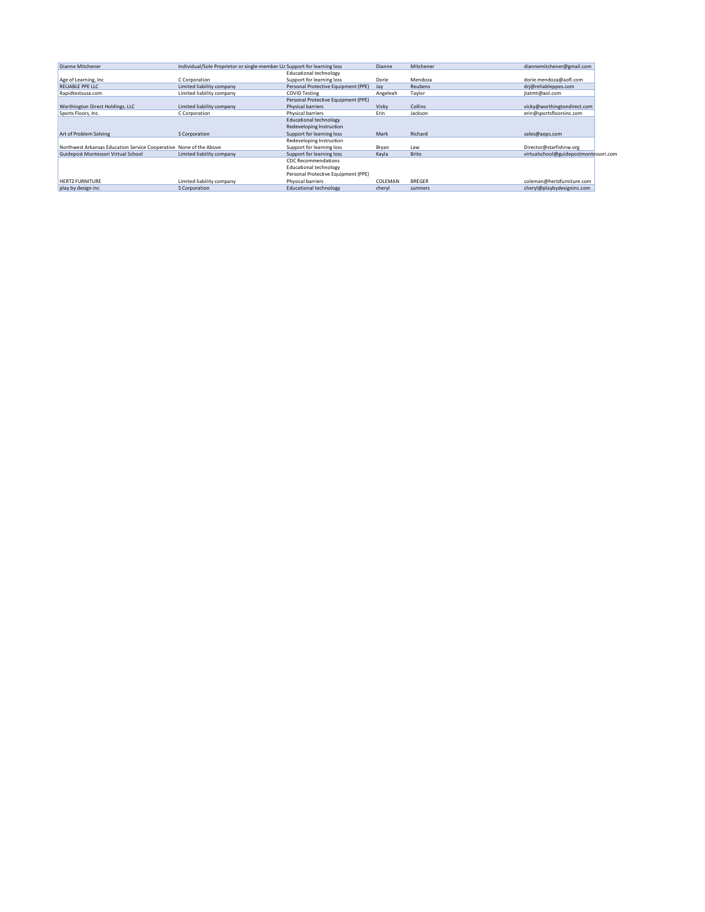| | | | | | | |
|---|---|---|---|---|---|---|
| Dianne Mitchener | Individual/Sole Proprietor or single-member LLC | Support for learning loss | Dianne | Mitchener | | diannemitchener@gmail.com |
| Age of Learning, Inc | C Corporation | Educational technology<br>Support for learning loss | Dorie | Mendoza | | dorie.mendoza@aofl.com |
| RELIABLE PPE LLC | Limited liability company | Personal Protective Equipment (PPE) | Jay | Reubens | | drj@reliableppes.com |
| Rapidtestsusa.com | Limited liability company | COVID Testing | Angeleah | Taylor | | jtatmt@aol.com |
| Worthington Direct Holdings, LLC | Limited liability company | Personal Protective Equipment (PPE)<br>Physical barriers | Vicky | Collins | | vicky@worthingtondirect.com |
| Sports Floors, Inc. | C Corporation | Physical barriers | Erin | Jackson | | erin@sportsfloorsinc.com |
| Art of Problem Solving | S Corporation | Educational technology<br>Redeveloping Instruction<br>Support for learning loss | Mark | Richard | | sales@aops.com |
| Northwest Arkansas Education Service Cooperative | None of the Above | Redeveloping Instruction<br>Support for learning loss | Bryan | Law | | Director@starfishnw.org |
| Guidepost Montessori Virtual School | Limited liability company | Support for learning loss | Kayla | Brito | | virtualschool@guidepostmontessori.com |
| HERTZ FURNITURE | Limited liability company | CDC Recommendations<br>Educational technology<br>Personal Protective Equipment (PPE)<br>Physical barriers | COLEMAN | BREGER | | coleman@hertzfurniture.com |
| play by design inc | S Corporation | Educational technology | cheryl | sumners | | cheryl@playbydesigninc.com |